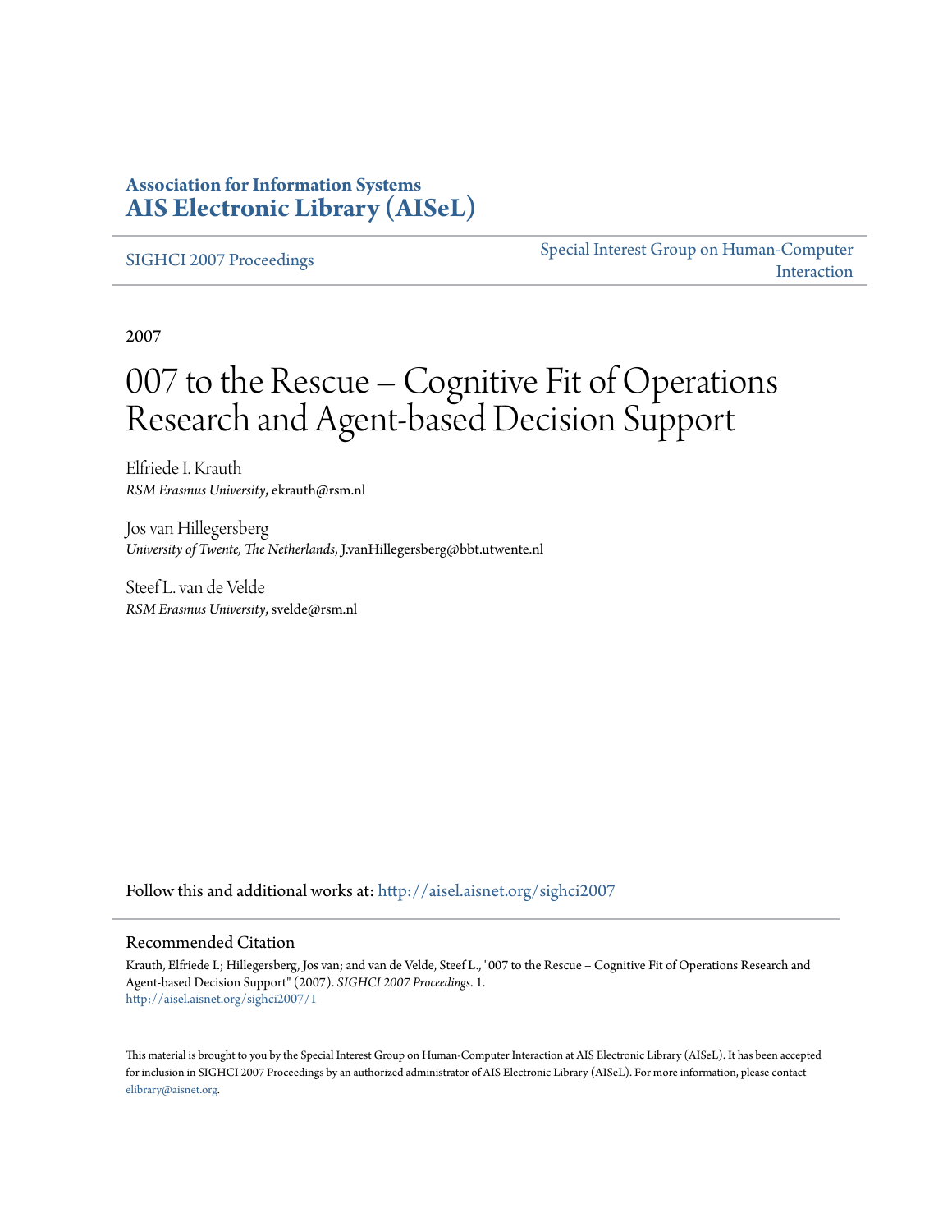**Association for Information Systems**
**AIS Electronic Library (AISeL)**

SIGHCI 2007 Proceedings

Special Interest Group on Human-Computer Interaction

2007

# 007 to the Rescue – Cognitive Fit of Operations Research and Agent-based Decision Support

Elfriede I. Krauth
*RSM Erasmus University*, ekrauth@rsm.nl

Jos van Hillegersberg
*University of Twente, The Netherlands*, J.vanHillegersberg@bbt.utwente.nl

Steef L. van de Velde
*RSM Erasmus University*, svelde@rsm.nl

Follow this and additional works at: http://aisel.aisnet.org/sighci2007

## Recommended Citation

Krauth, Elfriede I.; Hillegersberg, Jos van; and van de Velde, Steef L., "007 to the Rescue – Cognitive Fit of Operations Research and Agent-based Decision Support" (2007). *SIGHCI 2007 Proceedings*. 1.
http://aisel.aisnet.org/sighci2007/1

This material is brought to you by the Special Interest Group on Human-Computer Interaction at AIS Electronic Library (AISeL). It has been accepted for inclusion in SIGHCI 2007 Proceedings by an authorized administrator of AIS Electronic Library (AISeL). For more information, please contact elibrary@aisnet.org.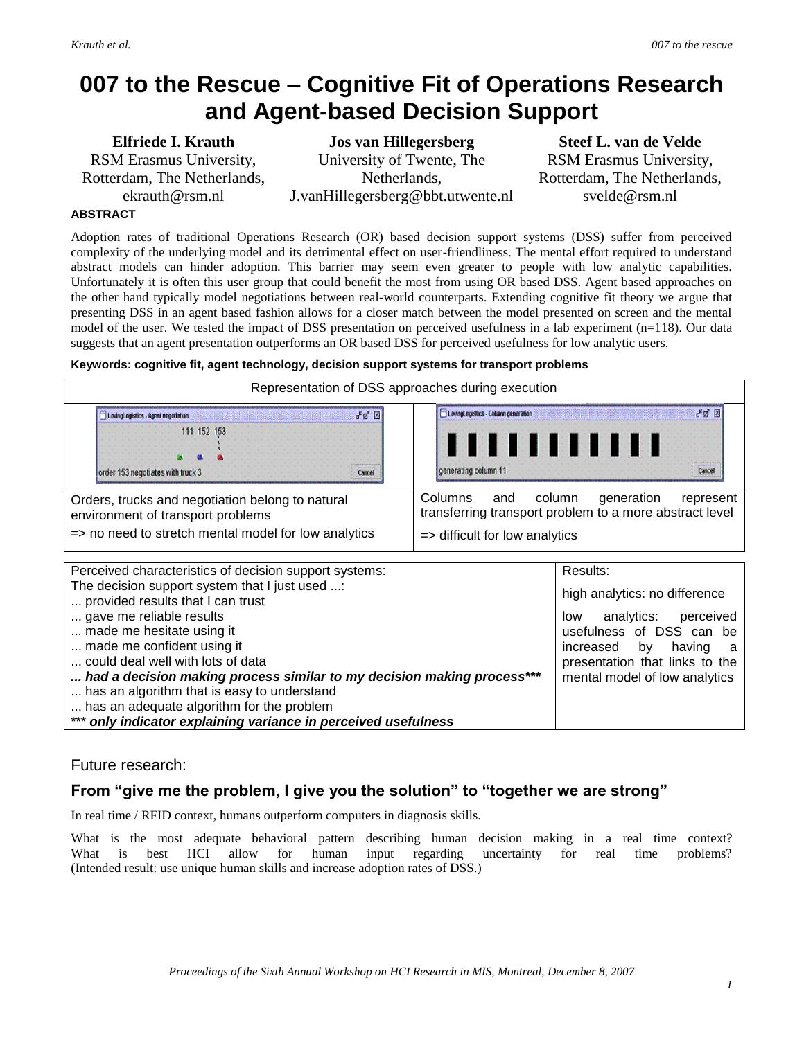# 007 to the Rescue – Cognitive Fit of Operations Research and Agent-based Decision Support

**Elfriede I. Krauth**
RSM Erasmus University, Rotterdam, The Netherlands, ekrauth@rsm.nl

**Jos van Hillegersberg**
University of Twente, The Netherlands, J.vanHillegersberg@bbt.utwente.nl

**Steef L. van de Velde**
RSM Erasmus University, Rotterdam, The Netherlands, svelde@rsm.nl

**ABSTRACT**

Adoption rates of traditional Operations Research (OR) based decision support systems (DSS) suffer from perceived complexity of the underlying model and its detrimental effect on user-friendliness. The mental effort required to understand abstract models can hinder adoption. This barrier may seem even greater to people with low analytic capabilities. Unfortunately it is often this user group that could benefit the most from using OR based DSS. Agent based approaches on the other hand typically model negotiations between real-world counterparts. Extending cognitive fit theory we argue that presenting DSS in an agent based fashion allows for a closer match between the model presented on screen and the mental model of the user. We tested the impact of DSS presentation on perceived usefulness in a lab experiment (n=118). Our data suggests that an agent presentation outperforms an OR based DSS for perceived usefulness for low analytic users.

**Keywords: cognitive fit, agent technology, decision support systems for transport problems**

| Representation of DSS approaches during execution | |
|---|---|
| LovingLogistics - Agent negotiation<br>111 152 153<br>order 153 negotiates with truck 3 | LovingLogistics - Column generation<br>generating column 11 |
| Orders, trucks and negotiation belong to natural environment of transport problems<br>=> no need to stretch mental model for low analytics | Columns and column generation represent transferring transport problem to a more abstract level<br>=> difficult for low analytics |

| Perceived characteristics of decision support systems: | Results: |
|---|---|
| The decision support system that I just used ...:<br>... provided results that I can trust<br>... gave me reliable results<br>... made me hesitate using it<br>... made me confident using it<br>... could deal well with lots of data<br>***... had a decision making process similar to my decision making process****** <br>... has an algorithm that is easy to understand<br>... has an adequate algorithm for the problem<br>*** ***only indicator explaining variance in perceived usefulness*** | high analytics: no difference<br>low analytics: perceived usefulness of DSS can be increased by having a presentation that links to the mental model of low analytics |

## Future research:

### From "give me the problem, I give you the solution" to "together we are strong"

In real time / RFID context, humans outperform computers in diagnosis skills.

What is the most adequate behavioral pattern describing human decision making in a real time context?
What is best HCI allow for human input regarding uncertainty for real time problems?
(Intended result: use unique human skills and increase adoption rates of DSS.)